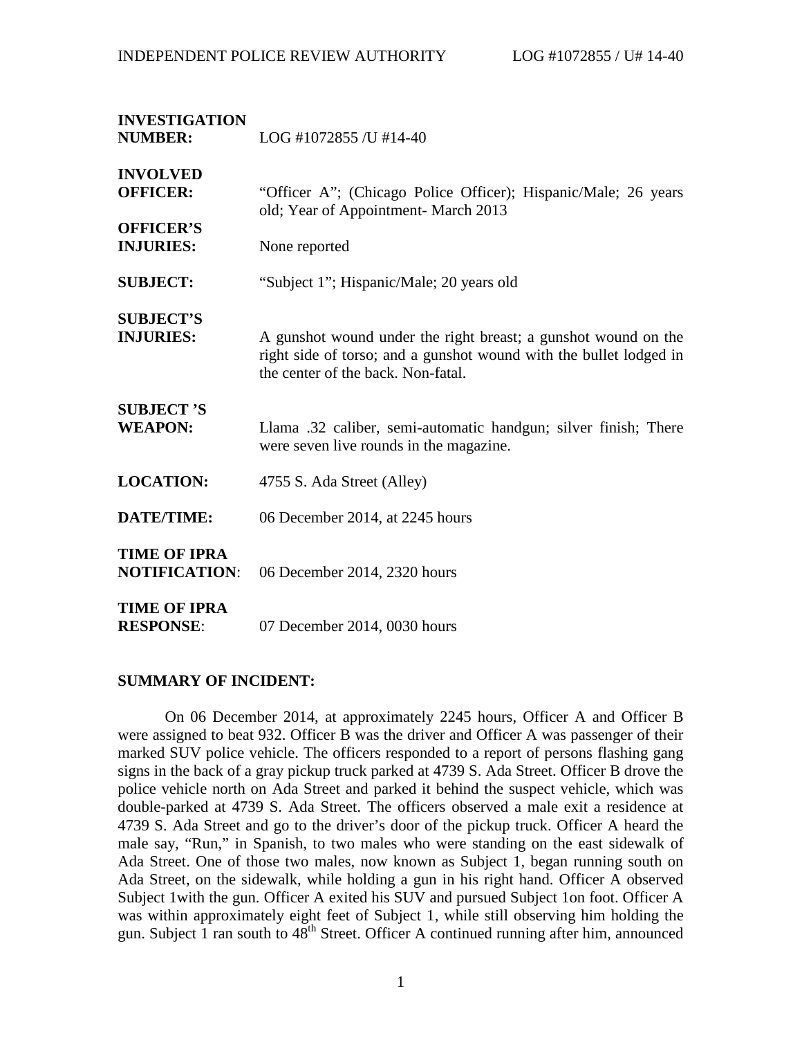**INVESTIGATION NUMBER:** LOG #1072855 /U #14-40

**INVOLVED OFFICER:** "Officer A"; (Chicago Police Officer); Hispanic/Male; 26 years old; Year of Appointment- March 2013

**OFFICER'S INJURIES:** None reported

**SUBJECT:** "Subject 1"; Hispanic/Male; 20 years old

**SUBJECT'S INJURIES:** A gunshot wound under the right breast; a gunshot wound on the right side of torso; and a gunshot wound with the bullet lodged in the center of the back. Non-fatal.

**SUBJECT 'S WEAPON:** Llama .32 caliber, semi-automatic handgun; silver finish; There were seven live rounds in the magazine.

**LOCATION:** 4755 S. Ada Street (Alley)

**DATE/TIME:** 06 December 2014, at 2245 hours

**TIME OF IPRA NOTIFICATION:** 06 December 2014, 2320 hours

**TIME OF IPRA RESPONSE:** 07 December 2014, 0030 hours

**SUMMARY OF INCIDENT:**

On 06 December 2014, at approximately 2245 hours, Officer A and Officer B were assigned to beat 932. Officer B was the driver and Officer A was passenger of their marked SUV police vehicle. The officers responded to a report of persons flashing gang signs in the back of a gray pickup truck parked at 4739 S. Ada Street. Officer B drove the police vehicle north on Ada Street and parked it behind the suspect vehicle, which was double-parked at 4739 S. Ada Street. The officers observed a male exit a residence at 4739 S. Ada Street and go to the driver's door of the pickup truck. Officer A heard the male say, "Run," in Spanish, to two males who were standing on the east sidewalk of Ada Street. One of those two males, now known as Subject 1, began running south on Ada Street, on the sidewalk, while holding a gun in his right hand. Officer A observed Subject 1with the gun. Officer A exited his SUV and pursued Subject 1on foot. Officer A was within approximately eight feet of Subject 1, while still observing him holding the gun. Subject 1 ran south to 48th Street. Officer A continued running after him, announced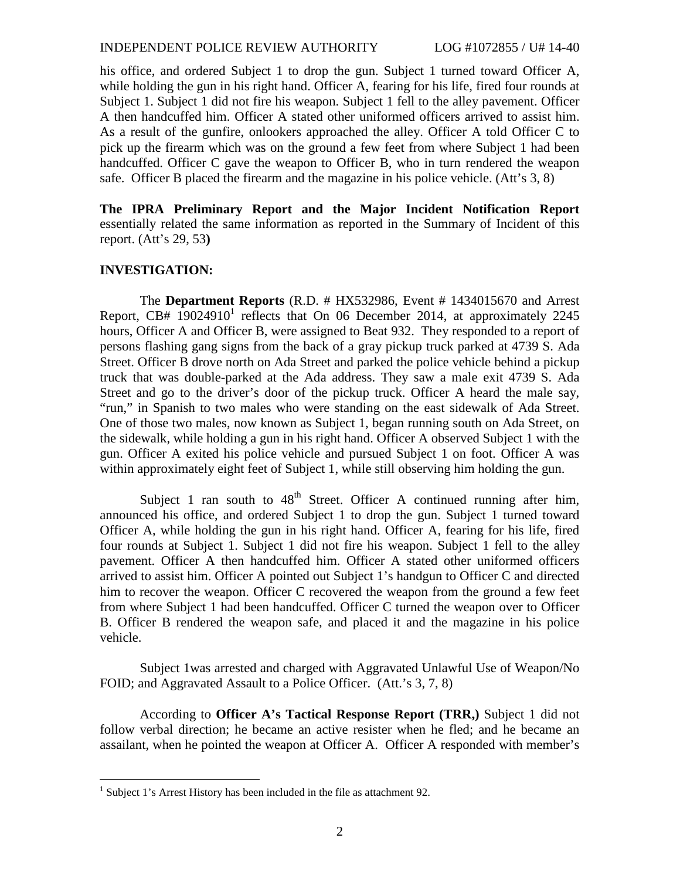his office, and ordered Subject 1 to drop the gun. Subject 1 turned toward Officer A, while holding the gun in his right hand. Officer A, fearing for his life, fired four rounds at Subject 1. Subject 1 did not fire his weapon. Subject 1 fell to the alley pavement. Officer A then handcuffed him. Officer A stated other uniformed officers arrived to assist him. As a result of the gunfire, onlookers approached the alley. Officer A told Officer C to pick up the firearm which was on the ground a few feet from where Subject 1 had been handcuffed. Officer C gave the weapon to Officer B, who in turn rendered the weapon safe. Officer B placed the firearm and the magazine in his police vehicle. (Att's 3, 8)

**The IPRA Preliminary Report and the Major Incident Notification Report** essentially related the same information as reported in the Summary of Incident of this report. (Att's 29, 53**)**

**INVESTIGATION:**

The **Department Reports** (R.D. # HX532986, Event # 1434015670 and Arrest Report, CB# 19024910[1] reflects that On 06 December 2014, at approximately 2245 hours, Officer A and Officer B, were assigned to Beat 932. They responded to a report of persons flashing gang signs from the back of a gray pickup truck parked at 4739 S. Ada Street. Officer B drove north on Ada Street and parked the police vehicle behind a pickup truck that was double-parked at the Ada address. They saw a male exit 4739 S. Ada Street and go to the driver's door of the pickup truck. Officer A heard the male say, "run," in Spanish to two males who were standing on the east sidewalk of Ada Street. One of those two males, now known as Subject 1, began running south on Ada Street, on the sidewalk, while holding a gun in his right hand. Officer A observed Subject 1 with the gun. Officer A exited his police vehicle and pursued Subject 1 on foot. Officer A was within approximately eight feet of Subject 1, while still observing him holding the gun.

Subject 1 ran south to 48th Street. Officer A continued running after him, announced his office, and ordered Subject 1 to drop the gun. Subject 1 turned toward Officer A, while holding the gun in his right hand. Officer A, fearing for his life, fired four rounds at Subject 1. Subject 1 did not fire his weapon. Subject 1 fell to the alley pavement. Officer A then handcuffed him. Officer A stated other uniformed officers arrived to assist him. Officer A pointed out Subject 1's handgun to Officer C and directed him to recover the weapon. Officer C recovered the weapon from the ground a few feet from where Subject 1 had been handcuffed. Officer C turned the weapon over to Officer B. Officer B rendered the weapon safe, and placed it and the magazine in his police vehicle.

Subject 1was arrested and charged with Aggravated Unlawful Use of Weapon/No FOID; and Aggravated Assault to a Police Officer. (Att.'s 3, 7, 8)

According to **Officer A's Tactical Response Report (TRR,)** Subject 1 did not follow verbal direction; he became an active resister when he fled; and he became an assailant, when he pointed the weapon at Officer A. Officer A responded with member's

[1] Subject 1's Arrest History has been included in the file as attachment 92.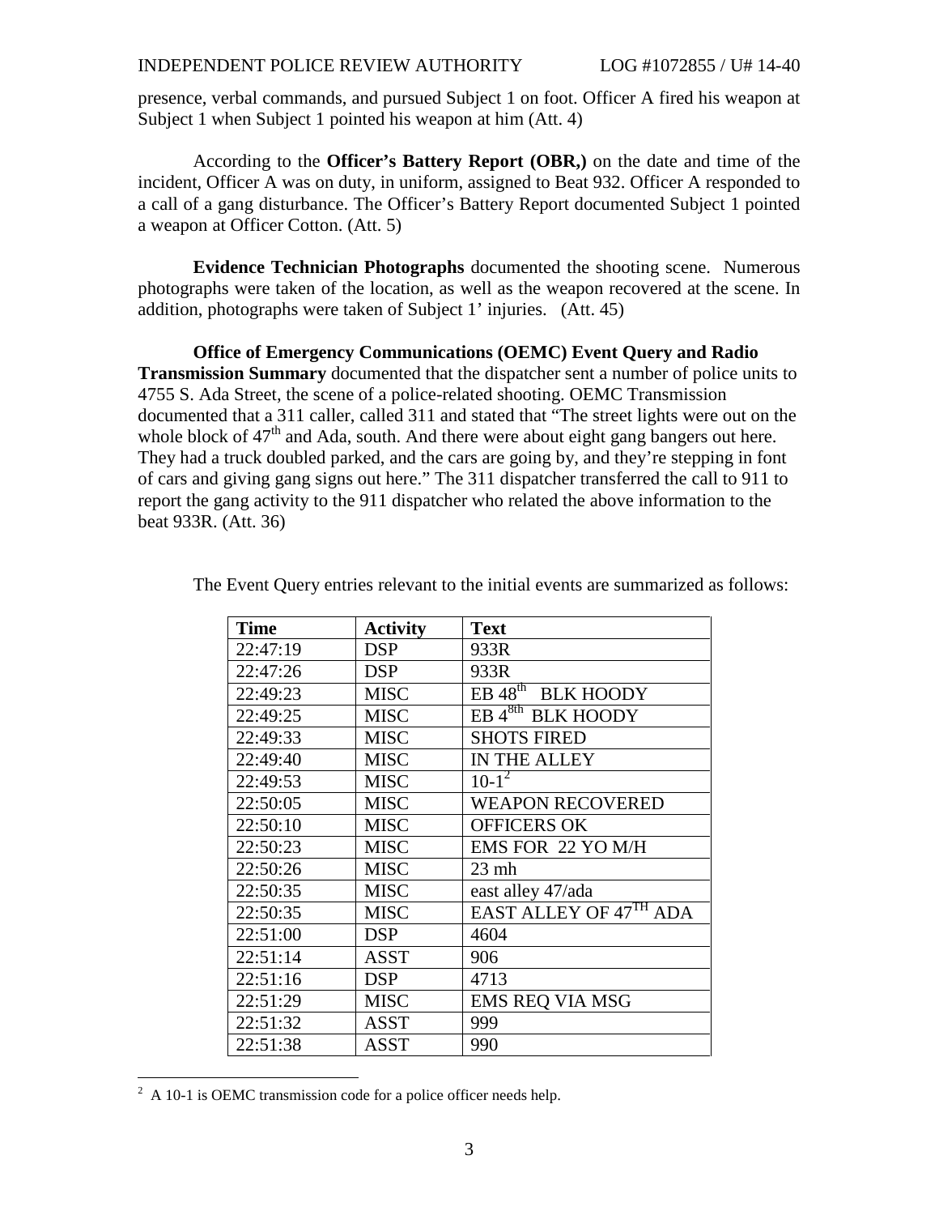presence, verbal commands, and pursued Subject 1 on foot. Officer A fired his weapon at Subject 1 when Subject 1 pointed his weapon at him (Att. 4)

According to the **Officer's Battery Report (OBR,)** on the date and time of the incident, Officer A was on duty, in uniform, assigned to Beat 932. Officer A responded to a call of a gang disturbance. The Officer's Battery Report documented Subject 1 pointed a weapon at Officer Cotton. (Att. 5)

**Evidence Technician Photographs** documented the shooting scene. Numerous photographs were taken of the location, as well as the weapon recovered at the scene. In addition, photographs were taken of Subject 1' injuries. (Att. 45)

**Office of Emergency Communications (OEMC) Event Query and Radio Transmission Summary** documented that the dispatcher sent a number of police units to 4755 S. Ada Street, the scene of a police-related shooting. OEMC Transmission documented that a 311 caller, called 311 and stated that "The street lights were out on the whole block of 47th and Ada, south. And there were about eight gang bangers out here. They had a truck doubled parked, and the cars are going by, and they're stepping in font of cars and giving gang signs out here." The 311 dispatcher transferred the call to 911 to report the gang activity to the 911 dispatcher who related the above information to the beat 933R. (Att. 36)

The Event Query entries relevant to the initial events are summarized as follows:

| Time | Activity | Text |
|---|---|---|
| 22:47:19 | DSP | 933R |
| 22:47:26 | DSP | 933R |
| 22:49:23 | MISC | EB 48th BLK HOODY |
| 22:49:25 | MISC | EB 48th BLK HOODY |
| 22:49:33 | MISC | SHOTS FIRED |
| 22:49:40 | MISC | IN THE ALLEY |
| 22:49:53 | MISC | 10-1[2] |
| 22:50:05 | MISC | WEAPON RECOVERED |
| 22:50:10 | MISC | OFFICERS OK |
| 22:50:23 | MISC | EMS FOR 22 YO M/H |
| 22:50:26 | MISC | 23 mh |
| 22:50:35 | MISC | east alley 47/ada |
| 22:50:35 | MISC | EAST ALLEY OF 47TH ADA |
| 22:51:00 | DSP | 4604 |
| 22:51:14 | ASST | 906 |
| 22:51:16 | DSP | 4713 |
| 22:51:29 | MISC | EMS REQ VIA MSG |
| 22:51:32 | ASST | 999 |
| 22:51:38 | ASST | 990 |

[2] A 10-1 is OEMC transmission code for a police officer needs help.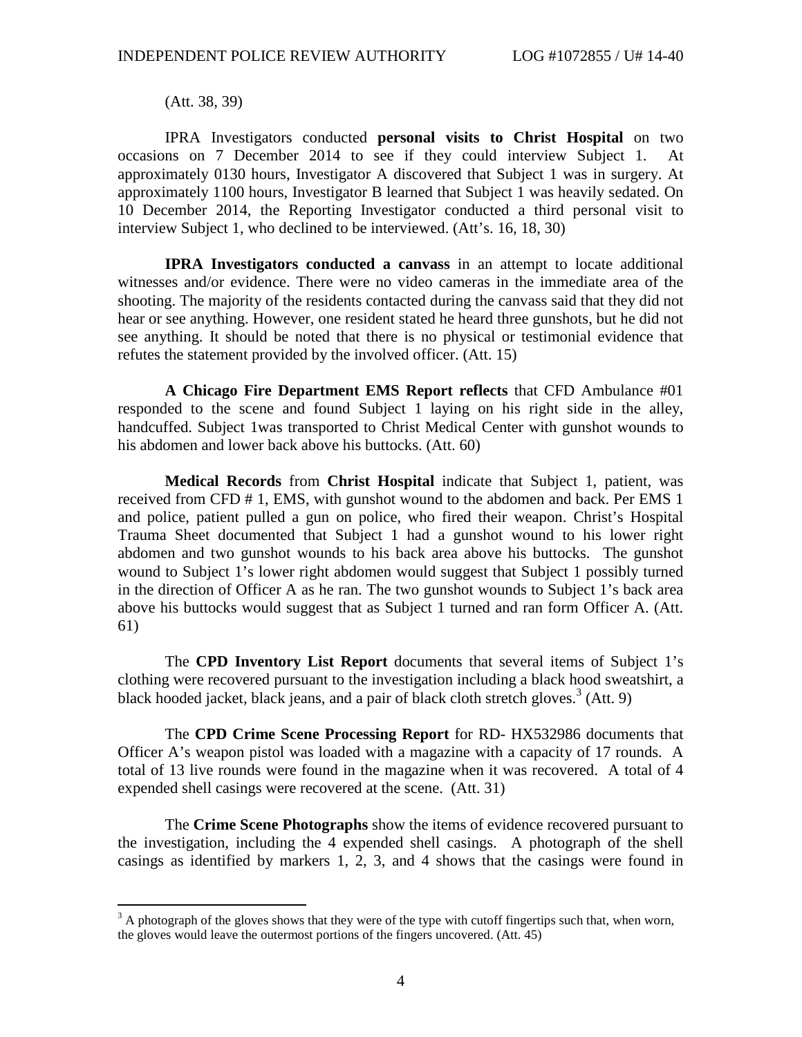(Att. 38, 39)

IPRA Investigators conducted **personal visits to Christ Hospital** on two occasions on 7 December 2014 to see if they could interview Subject 1. At approximately 0130 hours, Investigator A discovered that Subject 1 was in surgery. At approximately 1100 hours, Investigator B learned that Subject 1 was heavily sedated. On 10 December 2014, the Reporting Investigator conducted a third personal visit to interview Subject 1, who declined to be interviewed. (Att's. 16, 18, 30)

**IPRA Investigators conducted a canvass** in an attempt to locate additional witnesses and/or evidence. There were no video cameras in the immediate area of the shooting. The majority of the residents contacted during the canvass said that they did not hear or see anything. However, one resident stated he heard three gunshots, but he did not see anything. It should be noted that there is no physical or testimonial evidence that refutes the statement provided by the involved officer. (Att. 15)

**A Chicago Fire Department EMS Report reflects** that CFD Ambulance #01 responded to the scene and found Subject 1 laying on his right side in the alley, handcuffed. Subject 1was transported to Christ Medical Center with gunshot wounds to his abdomen and lower back above his buttocks. (Att. 60)

**Medical Records** from **Christ Hospital** indicate that Subject 1, patient, was received from CFD # 1, EMS, with gunshot wound to the abdomen and back. Per EMS 1 and police, patient pulled a gun on police, who fired their weapon. Christ's Hospital Trauma Sheet documented that Subject 1 had a gunshot wound to his lower right abdomen and two gunshot wounds to his back area above his buttocks. The gunshot wound to Subject 1's lower right abdomen would suggest that Subject 1 possibly turned in the direction of Officer A as he ran. The two gunshot wounds to Subject 1's back area above his buttocks would suggest that as Subject 1 turned and ran form Officer A. (Att. 61)

The **CPD Inventory List Report** documents that several items of Subject 1's clothing were recovered pursuant to the investigation including a black hood sweatshirt, a black hooded jacket, black jeans, and a pair of black cloth stretch gloves.[3] (Att. 9)

The **CPD Crime Scene Processing Report** for RD- HX532986 documents that Officer A's weapon pistol was loaded with a magazine with a capacity of 17 rounds. A total of 13 live rounds were found in the magazine when it was recovered. A total of 4 expended shell casings were recovered at the scene. (Att. 31)

The **Crime Scene Photographs** show the items of evidence recovered pursuant to the investigation, including the 4 expended shell casings. A photograph of the shell casings as identified by markers 1, 2, 3, and 4 shows that the casings were found in

---

[3] A photograph of the gloves shows that they were of the type with cutoff fingertips such that, when worn, the gloves would leave the outermost portions of the fingers uncovered. (Att. 45)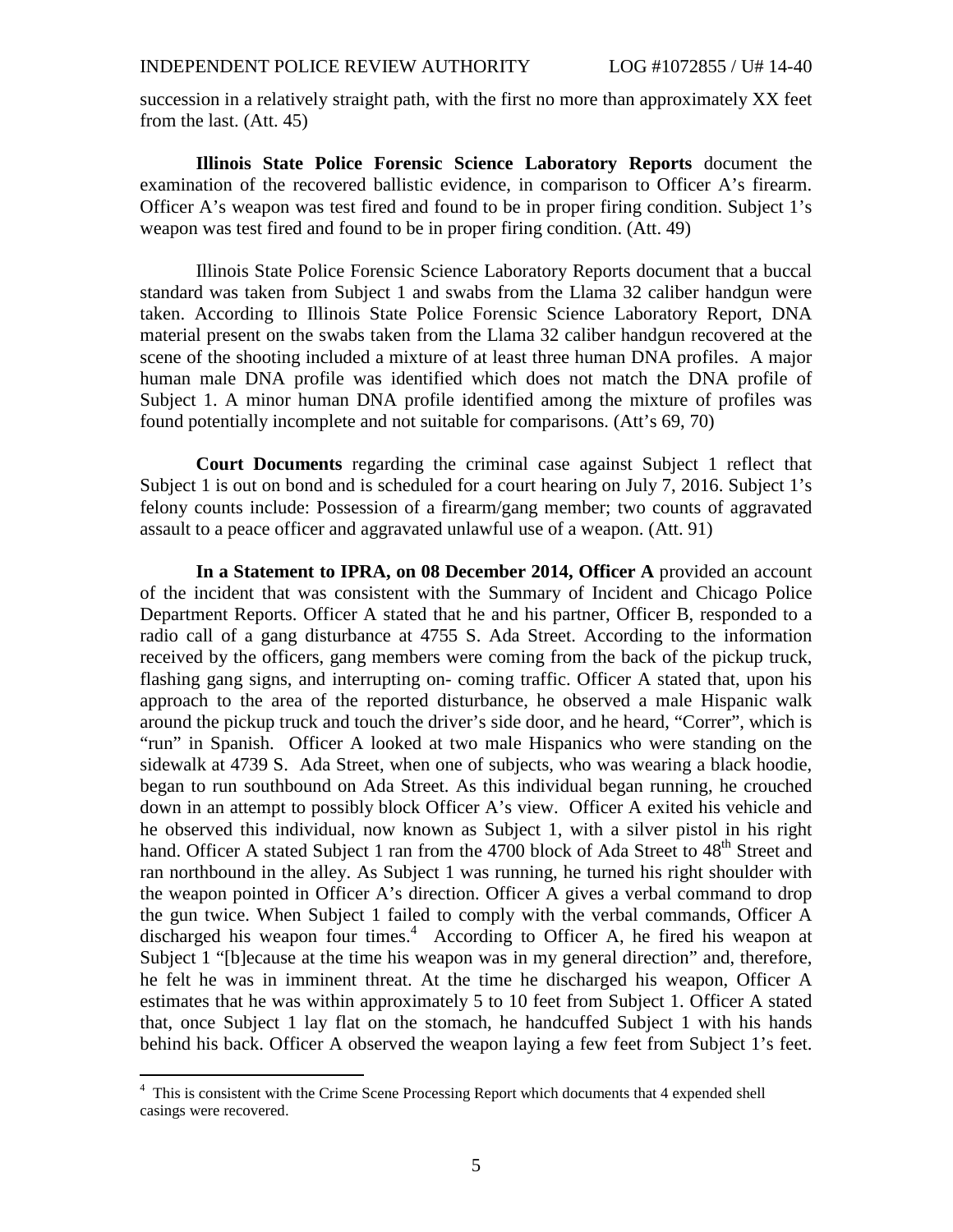succession in a relatively straight path, with the first no more than approximately XX feet from the last. (Att. 45)

**Illinois State Police Forensic Science Laboratory Reports** document the examination of the recovered ballistic evidence, in comparison to Officer A's firearm. Officer A's weapon was test fired and found to be in proper firing condition. Subject 1's weapon was test fired and found to be in proper firing condition. (Att. 49)

Illinois State Police Forensic Science Laboratory Reports document that a buccal standard was taken from Subject 1 and swabs from the Llama 32 caliber handgun were taken. According to Illinois State Police Forensic Science Laboratory Report, DNA material present on the swabs taken from the Llama 32 caliber handgun recovered at the scene of the shooting included a mixture of at least three human DNA profiles. A major human male DNA profile was identified which does not match the DNA profile of Subject 1. A minor human DNA profile identified among the mixture of profiles was found potentially incomplete and not suitable for comparisons. (Att's 69, 70)

**Court Documents** regarding the criminal case against Subject 1 reflect that Subject 1 is out on bond and is scheduled for a court hearing on July 7, 2016. Subject 1's felony counts include: Possession of a firearm/gang member; two counts of aggravated assault to a peace officer and aggravated unlawful use of a weapon. (Att. 91)

**In a Statement to IPRA, on 08 December 2014, Officer A** provided an account of the incident that was consistent with the Summary of Incident and Chicago Police Department Reports. Officer A stated that he and his partner, Officer B, responded to a radio call of a gang disturbance at 4755 S. Ada Street. According to the information received by the officers, gang members were coming from the back of the pickup truck, flashing gang signs, and interrupting on- coming traffic. Officer A stated that, upon his approach to the area of the reported disturbance, he observed a male Hispanic walk around the pickup truck and touch the driver's side door, and he heard, "Correr", which is "run" in Spanish. Officer A looked at two male Hispanics who were standing on the sidewalk at 4739 S. Ada Street, when one of subjects, who was wearing a black hoodie, began to run southbound on Ada Street. As this individual began running, he crouched down in an attempt to possibly block Officer A's view. Officer A exited his vehicle and he observed this individual, now known as Subject 1, with a silver pistol in his right hand. Officer A stated Subject 1 ran from the 4700 block of Ada Street to 48th Street and ran northbound in the alley. As Subject 1 was running, he turned his right shoulder with the weapon pointed in Officer A's direction. Officer A gives a verbal command to drop the gun twice. When Subject 1 failed to comply with the verbal commands, Officer A discharged his weapon four times.[4] According to Officer A, he fired his weapon at Subject 1 "[b]ecause at the time his weapon was in my general direction" and, therefore, he felt he was in imminent threat. At the time he discharged his weapon, Officer A estimates that he was within approximately 5 to 10 feet from Subject 1. Officer A stated that, once Subject 1 lay flat on the stomach, he handcuffed Subject 1 with his hands behind his back. Officer A observed the weapon laying a few feet from Subject 1's feet.

[4] This is consistent with the Crime Scene Processing Report which documents that 4 expended shell casings were recovered.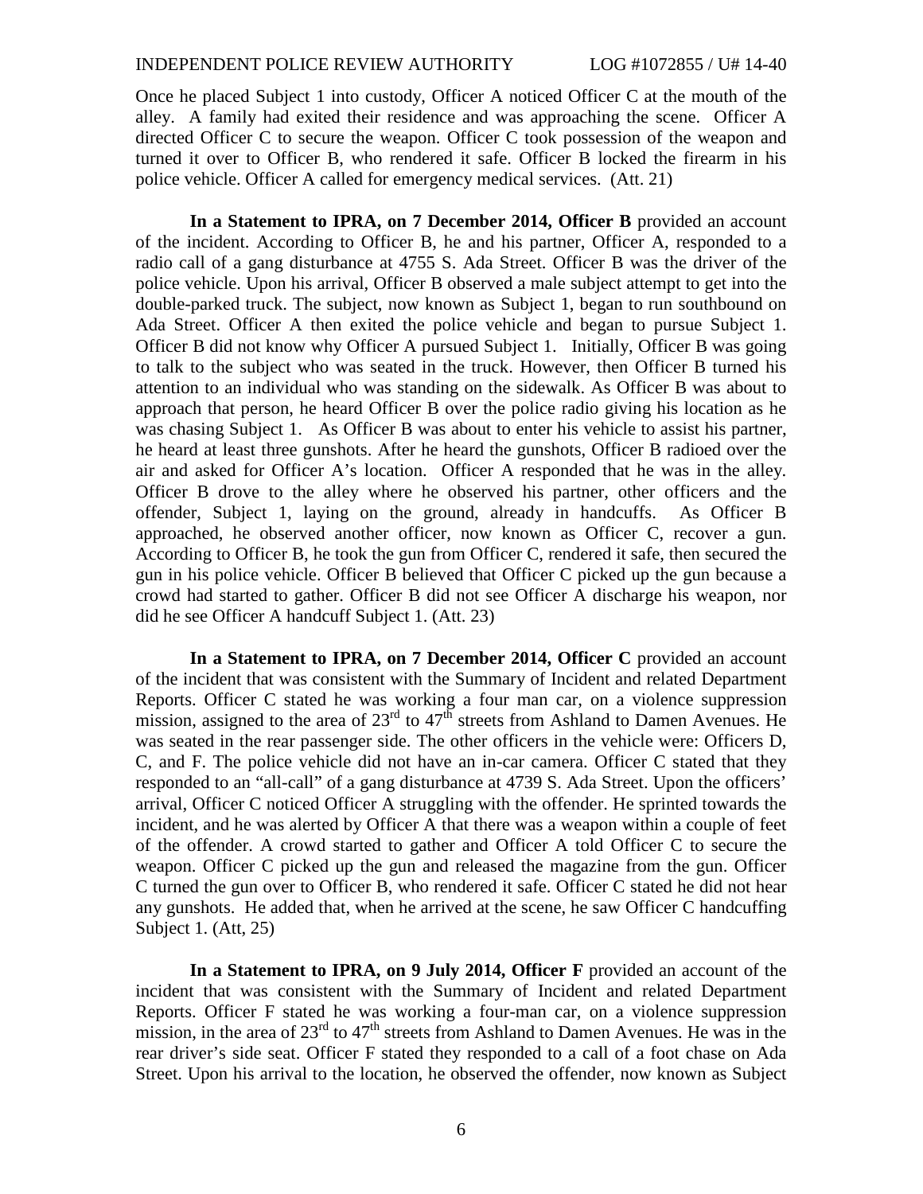Once he placed Subject 1 into custody, Officer A noticed Officer C at the mouth of the alley. A family had exited their residence and was approaching the scene. Officer A directed Officer C to secure the weapon. Officer C took possession of the weapon and turned it over to Officer B, who rendered it safe. Officer B locked the firearm in his police vehicle. Officer A called for emergency medical services. (Att. 21)

**In a Statement to IPRA, on 7 December 2014, Officer B** provided an account of the incident. According to Officer B, he and his partner, Officer A, responded to a radio call of a gang disturbance at 4755 S. Ada Street. Officer B was the driver of the police vehicle. Upon his arrival, Officer B observed a male subject attempt to get into the double-parked truck. The subject, now known as Subject 1, began to run southbound on Ada Street. Officer A then exited the police vehicle and began to pursue Subject 1. Officer B did not know why Officer A pursued Subject 1. Initially, Officer B was going to talk to the subject who was seated in the truck. However, then Officer B turned his attention to an individual who was standing on the sidewalk. As Officer B was about to approach that person, he heard Officer B over the police radio giving his location as he was chasing Subject 1. As Officer B was about to enter his vehicle to assist his partner, he heard at least three gunshots. After he heard the gunshots, Officer B radioed over the air and asked for Officer A's location. Officer A responded that he was in the alley. Officer B drove to the alley where he observed his partner, other officers and the offender, Subject 1, laying on the ground, already in handcuffs. As Officer B approached, he observed another officer, now known as Officer C, recover a gun. According to Officer B, he took the gun from Officer C, rendered it safe, then secured the gun in his police vehicle. Officer B believed that Officer C picked up the gun because a crowd had started to gather. Officer B did not see Officer A discharge his weapon, nor did he see Officer A handcuff Subject 1. (Att. 23)

**In a Statement to IPRA, on 7 December 2014, Officer C** provided an account of the incident that was consistent with the Summary of Incident and related Department Reports. Officer C stated he was working a four man car, on a violence suppression mission, assigned to the area of 23rd to 47th streets from Ashland to Damen Avenues. He was seated in the rear passenger side. The other officers in the vehicle were: Officers D, C, and F. The police vehicle did not have an in-car camera. Officer C stated that they responded to an "all-call" of a gang disturbance at 4739 S. Ada Street. Upon the officers' arrival, Officer C noticed Officer A struggling with the offender. He sprinted towards the incident, and he was alerted by Officer A that there was a weapon within a couple of feet of the offender. A crowd started to gather and Officer A told Officer C to secure the weapon. Officer C picked up the gun and released the magazine from the gun. Officer C turned the gun over to Officer B, who rendered it safe. Officer C stated he did not hear any gunshots. He added that, when he arrived at the scene, he saw Officer C handcuffing Subject 1. (Att, 25)

**In a Statement to IPRA, on 9 July 2014, Officer F** provided an account of the incident that was consistent with the Summary of Incident and related Department Reports. Officer F stated he was working a four-man car, on a violence suppression mission, in the area of 23rd to 47th streets from Ashland to Damen Avenues. He was in the rear driver's side seat. Officer F stated they responded to a call of a foot chase on Ada Street. Upon his arrival to the location, he observed the offender, now known as Subject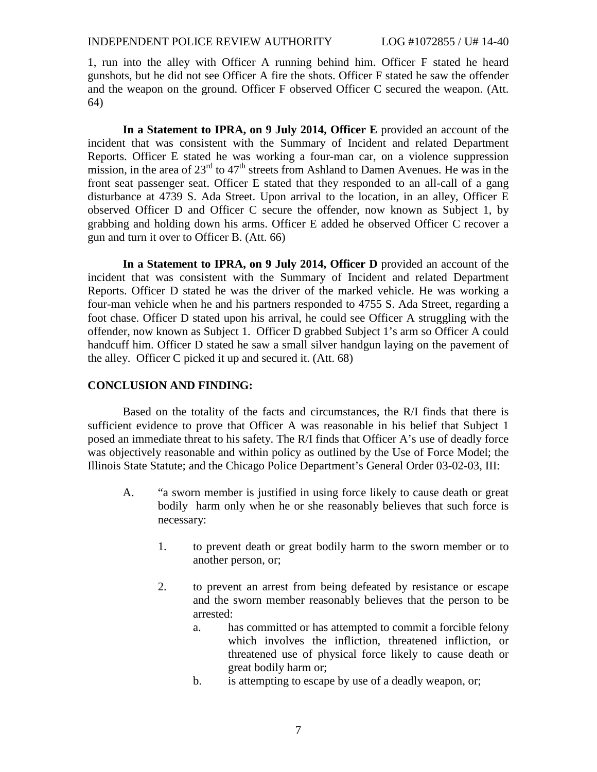1, run into the alley with Officer A running behind him. Officer F stated he heard gunshots, but he did not see Officer A fire the shots. Officer F stated he saw the offender and the weapon on the ground. Officer F observed Officer C secured the weapon. (Att. 64)

**In a Statement to IPRA, on 9 July 2014, Officer E** provided an account of the incident that was consistent with the Summary of Incident and related Department Reports. Officer E stated he was working a four-man car, on a violence suppression mission, in the area of 23rd to 47th streets from Ashland to Damen Avenues. He was in the front seat passenger seat. Officer E stated that they responded to an all-call of a gang disturbance at 4739 S. Ada Street. Upon arrival to the location, in an alley, Officer E observed Officer D and Officer C secure the offender, now known as Subject 1, by grabbing and holding down his arms. Officer E added he observed Officer C recover a gun and turn it over to Officer B. (Att. 66)

**In a Statement to IPRA, on 9 July 2014, Officer D** provided an account of the incident that was consistent with the Summary of Incident and related Department Reports. Officer D stated he was the driver of the marked vehicle. He was working a four-man vehicle when he and his partners responded to 4755 S. Ada Street, regarding a foot chase. Officer D stated upon his arrival, he could see Officer A struggling with the offender, now known as Subject 1. Officer D grabbed Subject 1's arm so Officer A could handcuff him. Officer D stated he saw a small silver handgun laying on the pavement of the alley. Officer C picked it up and secured it. (Att. 68)

**CONCLUSION AND FINDING:**

Based on the totality of the facts and circumstances, the R/I finds that there is sufficient evidence to prove that Officer A was reasonable in his belief that Subject 1 posed an immediate threat to his safety. The R/I finds that Officer A's use of deadly force was objectively reasonable and within policy as outlined by the Use of Force Model; the Illinois State Statute; and the Chicago Police Department's General Order 03-02-03, III:

A. "a sworn member is justified in using force likely to cause death or great bodily harm only when he or she reasonably believes that such force is necessary:

   1. to prevent death or great bodily harm to the sworn member or to another person, or;

   2. to prevent an arrest from being defeated by resistance or escape and the sworn member reasonably believes that the person to be arrested:
      a. has committed or has attempted to commit a forcible felony which involves the infliction, threatened infliction, or threatened use of physical force likely to cause death or great bodily harm or;
      b. is attempting to escape by use of a deadly weapon, or;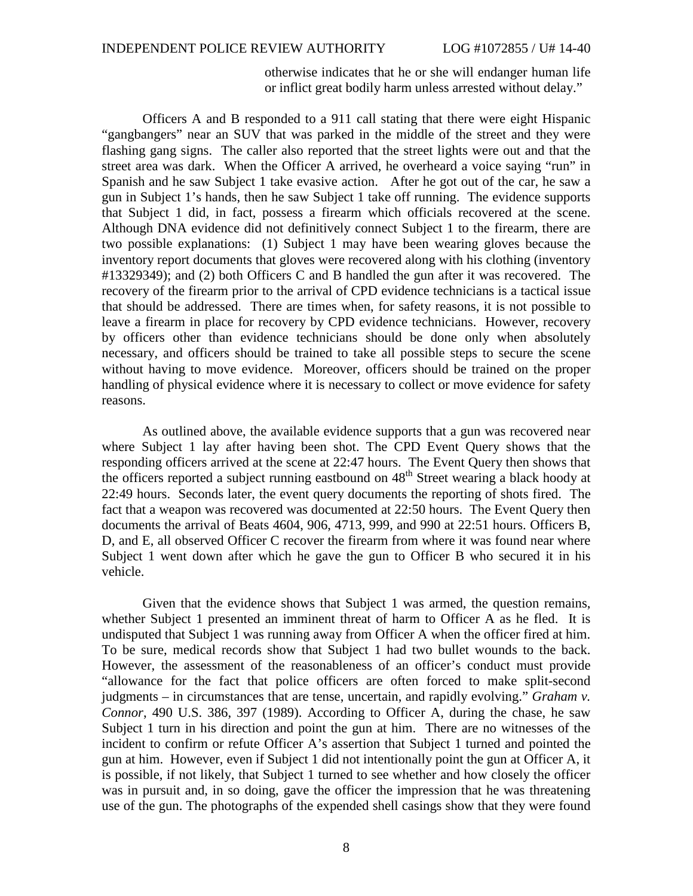otherwise indicates that he or she will endanger human life or inflict great bodily harm unless arrested without delay."

Officers A and B responded to a 911 call stating that there were eight Hispanic "gangbangers" near an SUV that was parked in the middle of the street and they were flashing gang signs. The caller also reported that the street lights were out and that the street area was dark. When the Officer A arrived, he overheard a voice saying "run" in Spanish and he saw Subject 1 take evasive action. After he got out of the car, he saw a gun in Subject 1's hands, then he saw Subject 1 take off running. The evidence supports that Subject 1 did, in fact, possess a firearm which officials recovered at the scene. Although DNA evidence did not definitively connect Subject 1 to the firearm, there are two possible explanations: (1) Subject 1 may have been wearing gloves because the inventory report documents that gloves were recovered along with his clothing (inventory #13329349); and (2) both Officers C and B handled the gun after it was recovered. The recovery of the firearm prior to the arrival of CPD evidence technicians is a tactical issue that should be addressed. There are times when, for safety reasons, it is not possible to leave a firearm in place for recovery by CPD evidence technicians. However, recovery by officers other than evidence technicians should be done only when absolutely necessary, and officers should be trained to take all possible steps to secure the scene without having to move evidence. Moreover, officers should be trained on the proper handling of physical evidence where it is necessary to collect or move evidence for safety reasons.

As outlined above, the available evidence supports that a gun was recovered near where Subject 1 lay after having been shot. The CPD Event Query shows that the responding officers arrived at the scene at 22:47 hours. The Event Query then shows that the officers reported a subject running eastbound on 48th Street wearing a black hoody at 22:49 hours. Seconds later, the event query documents the reporting of shots fired. The fact that a weapon was recovered was documented at 22:50 hours. The Event Query then documents the arrival of Beats 4604, 906, 4713, 999, and 990 at 22:51 hours. Officers B, D, and E, all observed Officer C recover the firearm from where it was found near where Subject 1 went down after which he gave the gun to Officer B who secured it in his vehicle.

Given that the evidence shows that Subject 1 was armed, the question remains, whether Subject 1 presented an imminent threat of harm to Officer A as he fled. It is undisputed that Subject 1 was running away from Officer A when the officer fired at him. To be sure, medical records show that Subject 1 had two bullet wounds to the back. However, the assessment of the reasonableness of an officer's conduct must provide "allowance for the fact that police officers are often forced to make split-second judgments – in circumstances that are tense, uncertain, and rapidly evolving." *Graham v. Connor*, 490 U.S. 386, 397 (1989). According to Officer A, during the chase, he saw Subject 1 turn in his direction and point the gun at him. There are no witnesses of the incident to confirm or refute Officer A's assertion that Subject 1 turned and pointed the gun at him. However, even if Subject 1 did not intentionally point the gun at Officer A, it is possible, if not likely, that Subject 1 turned to see whether and how closely the officer was in pursuit and, in so doing, gave the officer the impression that he was threatening use of the gun. The photographs of the expended shell casings show that they were found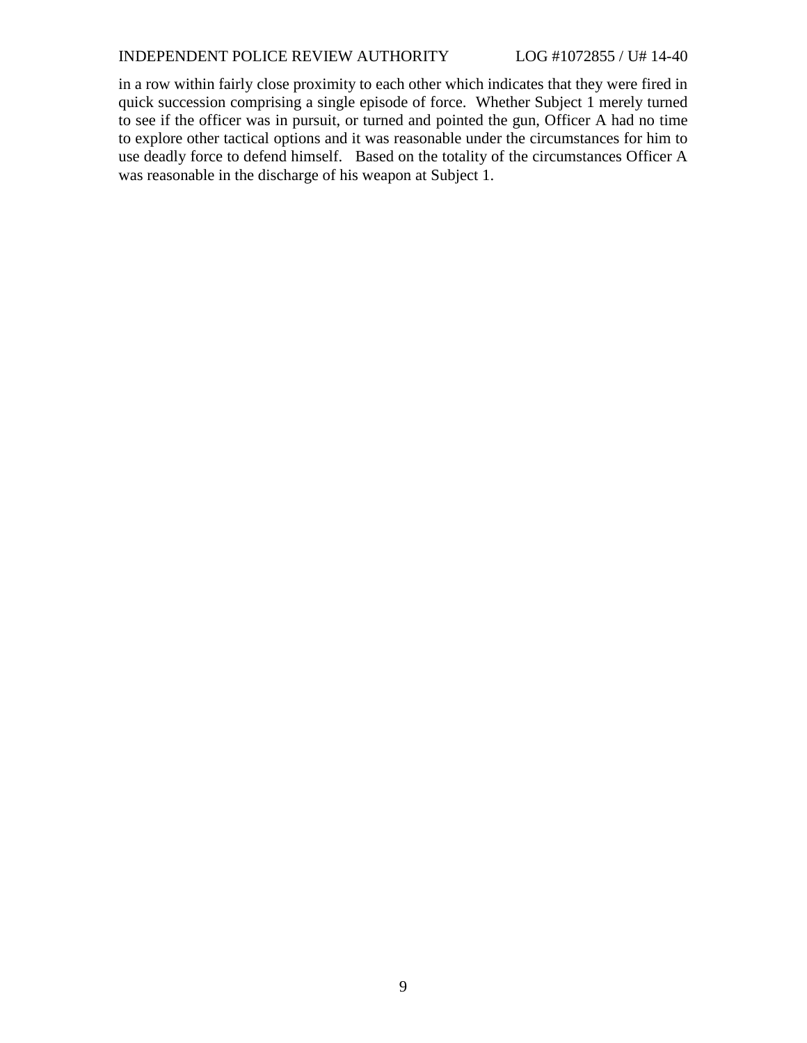in a row within fairly close proximity to each other which indicates that they were fired in quick succession comprising a single episode of force. Whether Subject 1 merely turned to see if the officer was in pursuit, or turned and pointed the gun, Officer A had no time to explore other tactical options and it was reasonable under the circumstances for him to use deadly force to defend himself. Based on the totality of the circumstances Officer A was reasonable in the discharge of his weapon at Subject 1.